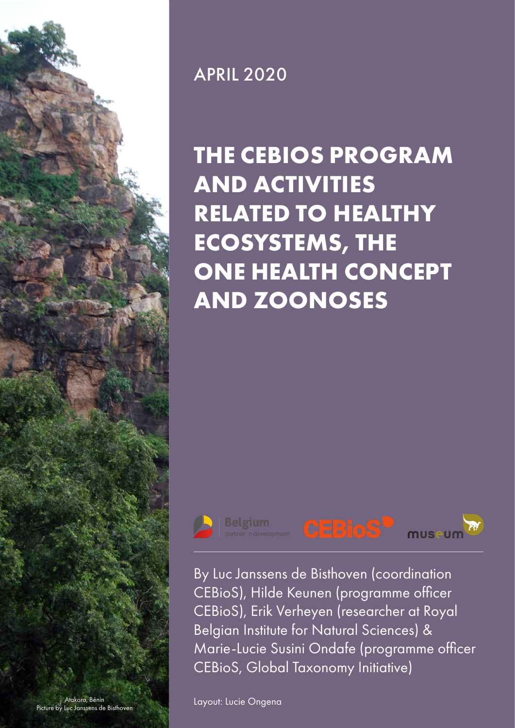APRIL 2020

# THE CEBIOS PROGRAM AND ACTIVITIES RELATED TO HEALTHY ECOSYSTEMS, THE ONE HEALTH CONCEPT AND ZOONOSES

By Luc Janssens de Bisthoven (coordination CEBioS), Hilde Keunen (programme officer CEBioS), Erik Verheyen (researcher at Royal Belgian Institute for Natural Sciences) & Marie-Lucie Susini Ondafe (programme officer CEBioS, Global Taxonomy Initiative)

Layout: Lucie Ongena

Atakora, Bénin
Picture by Luc Janssens de Bisthoven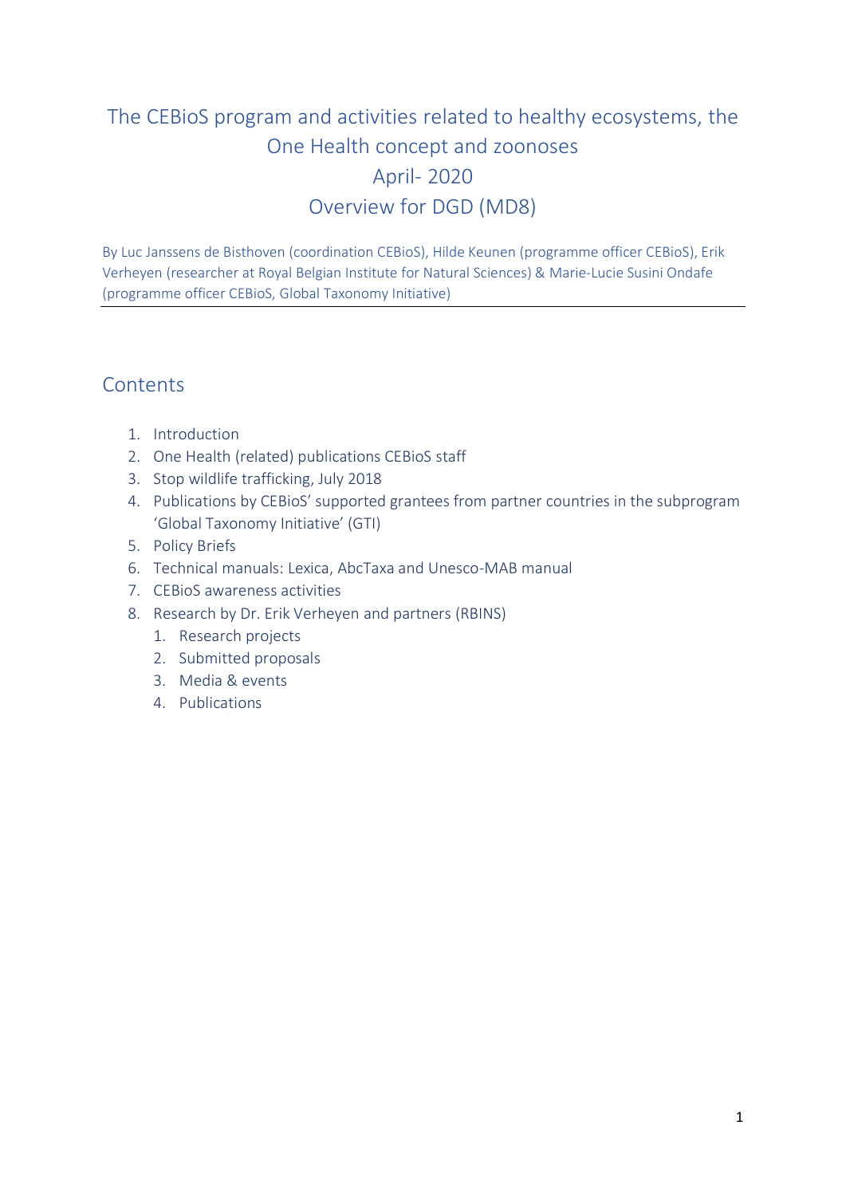# The CEBioS program and activities related to healthy ecosystems, the One Health concept and zoonoses

## April- 2020

## Overview for DGD (MD8)

By Luc Janssens de Bisthoven (coordination CEBioS), Hilde Keunen (programme officer CEBioS), Erik Verheyen (researcher at Royal Belgian Institute for Natural Sciences) & Marie-Lucie Susini Ondafe (programme officer CEBioS, Global Taxonomy Initiative)

---

## Contents

1. Introduction
2. One Health (related) publications CEBioS staff
3. Stop wildlife trafficking, July 2018
4. Publications by CEBioS' supported grantees from partner countries in the subprogram 'Global Taxonomy Initiative' (GTI)
5. Policy Briefs
6. Technical manuals: Lexica, AbcTaxa and Unesco-MAB manual
7. CEBioS awareness activities
8. Research by Dr. Erik Verheyen and partners (RBINS)
    1. Research projects
    2. Submitted proposals
    3. Media & events
    4. Publications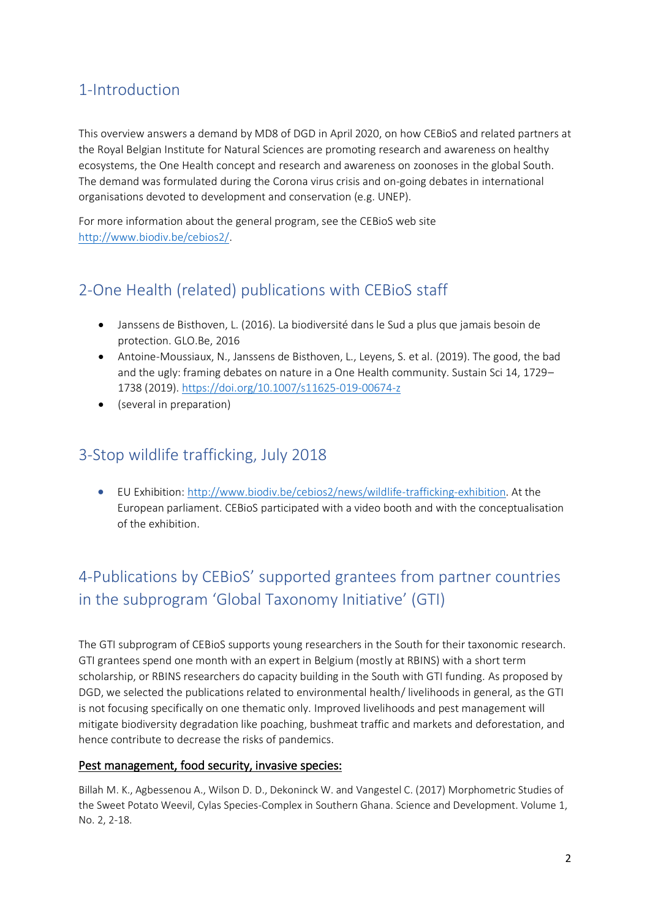## 1-Introduction

This overview answers a demand by MD8 of DGD in April 2020, on how CEBioS and related partners at the Royal Belgian Institute for Natural Sciences are promoting research and awareness on healthy ecosystems, the One Health concept and research and awareness on zoonoses in the global South. The demand was formulated during the Corona virus crisis and on-going debates in international organisations devoted to development and conservation (e.g. UNEP).

For more information about the general program, see the CEBioS web site http://www.biodiv.be/cebios2/.

## 2-One Health (related) publications with CEBioS staff

- Janssens de Bisthoven, L. (2016). La biodiversité dans le Sud a plus que jamais besoin de protection. GLO.Be, 2016
- Antoine-Moussiaux, N., Janssens de Bisthoven, L., Leyens, S. et al. (2019). The good, the bad and the ugly: framing debates on nature in a One Health community. Sustain Sci 14, 1729–1738 (2019). https://doi.org/10.1007/s11625-019-00674-z
- (several in preparation)

## 3-Stop wildlife trafficking, July 2018

- EU Exhibition: http://www.biodiv.be/cebios2/news/wildlife-trafficking-exhibition. At the European parliament. CEBioS participated with a video booth and with the conceptualisation of the exhibition.

## 4-Publications by CEBioS' supported grantees from partner countries in the subprogram 'Global Taxonomy Initiative' (GTI)

The GTI subprogram of CEBioS supports young researchers in the South for their taxonomic research. GTI grantees spend one month with an expert in Belgium (mostly at RBINS) with a short term scholarship, or RBINS researchers do capacity building in the South with GTI funding. As proposed by DGD, we selected the publications related to environmental health/ livelihoods in general, as the GTI is not focusing specifically on one thematic only. Improved livelihoods and pest management will mitigate biodiversity degradation like poaching, bushmeat traffic and markets and deforestation, and hence contribute to decrease the risks of pandemics.

<u>Pest management, food security, invasive species:</u>

Billah M. K., Agbessenou A., Wilson D. D., Dekoninck W. and Vangestel C. (2017) Morphometric Studies of the Sweet Potato Weevil, Cylas Species-Complex in Southern Ghana. Science and Development. Volume 1, No. 2, 2-18.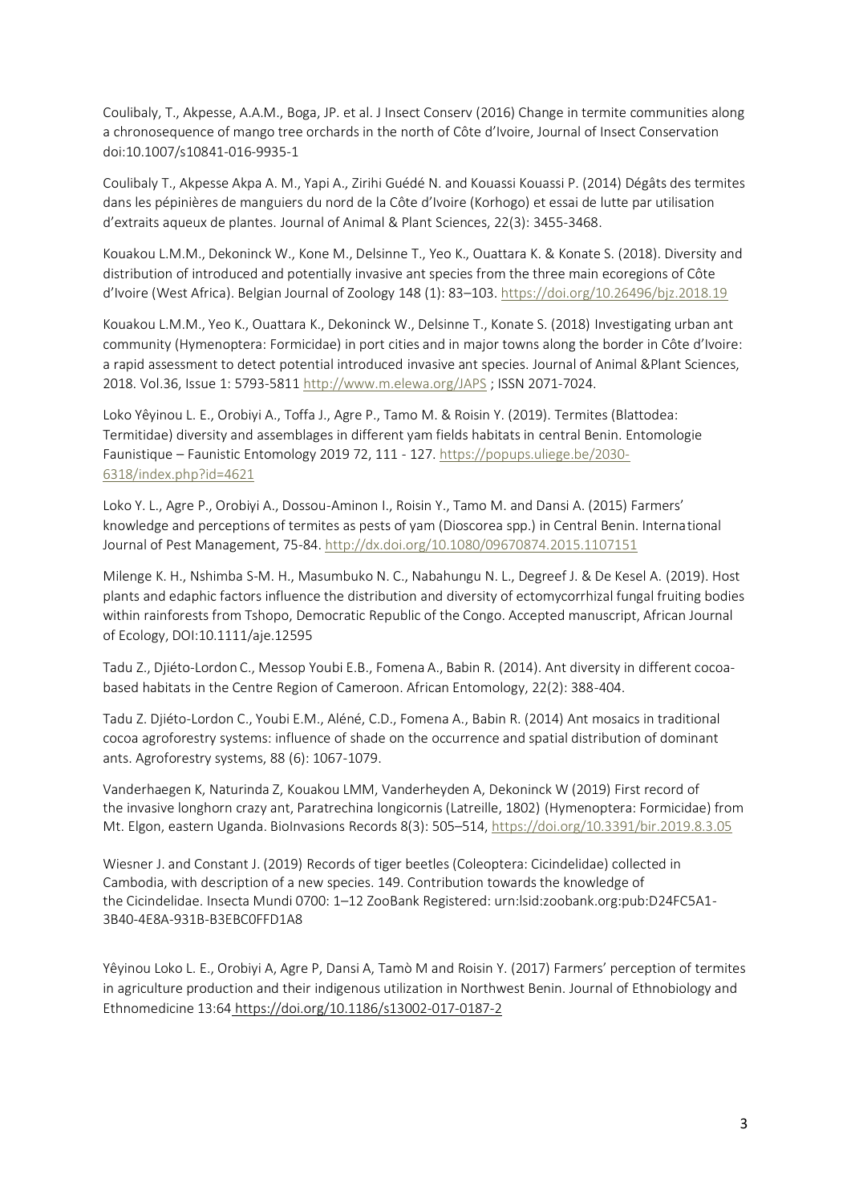Coulibaly, T., Akpesse, A.A.M., Boga, JP. et al. J Insect Conserv (2016) Change in termite communities along a chronosequence of mango tree orchards in the north of Côte d'Ivoire, Journal of Insect Conservation doi:10.1007/s10841-016-9935-1

Coulibaly T., Akpesse Akpa A. M., Yapi A., Zirihi Guédé N. and Kouassi Kouassi P. (2014) Dégâts des termites dans les pépinières de manguiers du nord de la Côte d'Ivoire (Korhogo) et essai de lutte par utilisation d'extraits aqueux de plantes. Journal of Animal & Plant Sciences, 22(3): 3455-3468.

Kouakou L.M.M., Dekoninck W., Kone M., Delsinne T., Yeo K., Ouattara K. & Konate S. (2018). Diversity and distribution of introduced and potentially invasive ant species from the three main ecoregions of Côte d'Ivoire (West Africa). Belgian Journal of Zoology 148 (1): 83–103. https://doi.org/10.26496/bjz.2018.19

Kouakou L.M.M., Yeo K., Ouattara K., Dekoninck W., Delsinne T., Konate S. (2018) Investigating urban ant community (Hymenoptera: Formicidae) in port cities and in major towns along the border in Côte d'Ivoire: a rapid assessment to detect potential introduced invasive ant species. Journal of Animal &Plant Sciences, 2018. Vol.36, Issue 1: 5793-5811 http://www.m.elewa.org/JAPS ; ISSN 2071-7024.

Loko Yêyinou L. E., Orobiyi A., Toffa J., Agre P., Tamo M. & Roisin Y. (2019). Termites (Blattodea: Termitidae) diversity and assemblages in different yam fields habitats in central Benin. Entomologie Faunistique – Faunistic Entomology 2019 72, 111 - 127. https://popups.uliege.be/2030-6318/index.php?id=4621

Loko Y. L., Agre P., Orobiyi A., Dossou-Aminon I., Roisin Y., Tamo M. and Dansi A. (2015) Farmers' knowledge and perceptions of termites as pests of yam (Dioscorea spp.) in Central Benin. International Journal of Pest Management, 75-84. http://dx.doi.org/10.1080/09670874.2015.1107151

Milenge K. H., Nshimba S-M. H., Masumbuko N. C., Nabahungu N. L., Degreef J. & De Kesel A. (2019). Host plants and edaphic factors influence the distribution and diversity of ectomycorrhizal fungal fruiting bodies within rainforests from Tshopo, Democratic Republic of the Congo. Accepted manuscript, African Journal of Ecology, DOI:10.1111/aje.12595

Tadu Z., Djiéto-Lordon C., Messop Youbi E.B., Fomena A., Babin R. (2014). Ant diversity in different cocoa-based habitats in the Centre Region of Cameroon. African Entomology, 22(2): 388-404.

Tadu Z. Djiéto-Lordon C., Youbi E.M., Aléné, C.D., Fomena A., Babin R. (2014) Ant mosaics in traditional cocoa agroforestry systems: influence of shade on the occurrence and spatial distribution of dominant ants. Agroforestry systems, 88 (6): 1067-1079.

Vanderhaegen K, Naturinda Z, Kouakou LMM, Vanderheyden A, Dekoninck W (2019) First record of the invasive longhorn crazy ant, Paratrechina longicornis (Latreille, 1802) (Hymenoptera: Formicidae) from Mt. Elgon, eastern Uganda. BioInvasions Records 8(3): 505–514, https://doi.org/10.3391/bir.2019.8.3.05

Wiesner J. and Constant J. (2019) Records of tiger beetles (Coleoptera: Cicindelidae) collected in Cambodia, with description of a new species. 149. Contribution towards the knowledge of the Cicindelidae. Insecta Mundi 0700: 1–12 ZooBank Registered: urn:lsid:zoobank.org:pub:D24FC5A1-3B40-4E8A-931B-B3EBC0FFD1A8

Yêyinou Loko L. E., Orobiyi A, Agre P, Dansi A, Tamò M and Roisin Y. (2017) Farmers' perception of termites in agriculture production and their indigenous utilization in Northwest Benin. Journal of Ethnobiology and Ethnomedicine 13:64 https://doi.org/10.1186/s13002-017-0187-2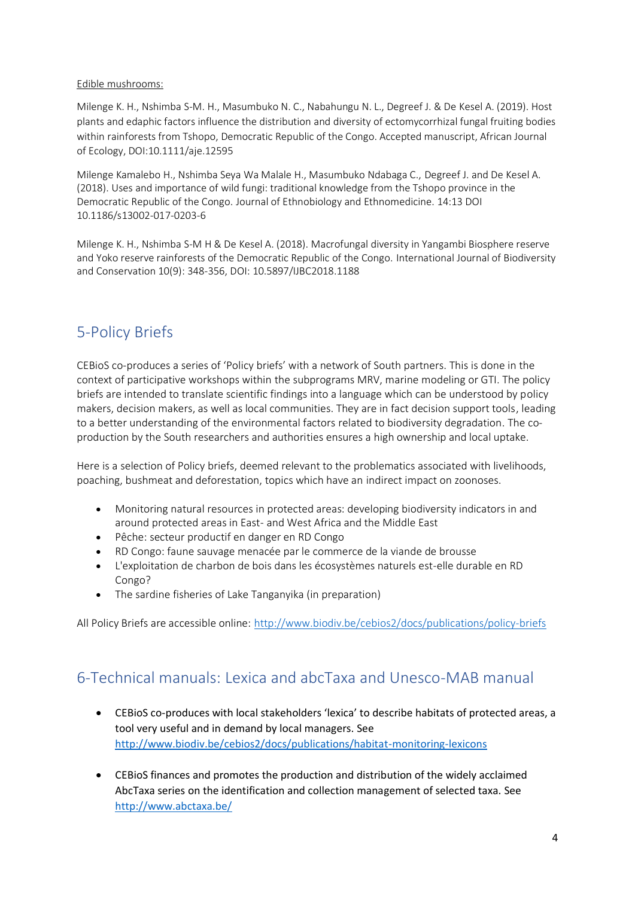Edible mushrooms:

Milenge K. H., Nshimba S-M. H., Masumbuko N. C., Nabahungu N. L., Degreef J. & De Kesel A. (2019). Host plants and edaphic factors influence the distribution and diversity of ectomycorrhizal fungal fruiting bodies within rainforests from Tshopo, Democratic Republic of the Congo. Accepted manuscript, African Journal of Ecology, DOI:10.1111/aje.12595

Milenge Kamalebo H., Nshimba Seya Wa Malale H., Masumbuko Ndabaga C., Degreef J. and De Kesel A. (2018). Uses and importance of wild fungi: traditional knowledge from the Tshopo province in the Democratic Republic of the Congo. Journal of Ethnobiology and Ethnomedicine. 14:13 DOI 10.1186/s13002-017-0203-6

Milenge K. H., Nshimba S-M H & De Kesel A. (2018). Macrofungal diversity in Yangambi Biosphere reserve and Yoko reserve rainforests of the Democratic Republic of the Congo. International Journal of Biodiversity and Conservation 10(9): 348-356, DOI: 10.5897/IJBC2018.1188

## 5-Policy Briefs

CEBioS co-produces a series of 'Policy briefs' with a network of South partners. This is done in the context of participative workshops within the subprograms MRV, marine modeling or GTI. The policy briefs are intended to translate scientific findings into a language which can be understood by policy makers, decision makers, as well as local communities. They are in fact decision support tools, leading to a better understanding of the environmental factors related to biodiversity degradation. The co-production by the South researchers and authorities ensures a high ownership and local uptake.

Here is a selection of Policy briefs, deemed relevant to the problematics associated with livelihoods, poaching, bushmeat and deforestation, topics which have an indirect impact on zoonoses.

- Monitoring natural resources in protected areas: developing biodiversity indicators in and around protected areas in East- and West Africa and the Middle East
- Pêche: secteur productif en danger en RD Congo
- RD Congo: faune sauvage menacée par le commerce de la viande de brousse
- L'exploitation de charbon de bois dans les écosystèmes naturels est-elle durable en RD Congo?
- The sardine fisheries of Lake Tanganyika (in preparation)

All Policy Briefs are accessible online: http://www.biodiv.be/cebios2/docs/publications/policy-briefs

## 6-Technical manuals: Lexica and abcTaxa and Unesco-MAB manual

- CEBioS co-produces with local stakeholders 'lexica' to describe habitats of protected areas, a tool very useful and in demand by local managers. See http://www.biodiv.be/cebios2/docs/publications/habitat-monitoring-lexicons

- CEBioS finances and promotes the production and distribution of the widely acclaimed AbcTaxa series on the identification and collection management of selected taxa. See http://www.abctaxa.be/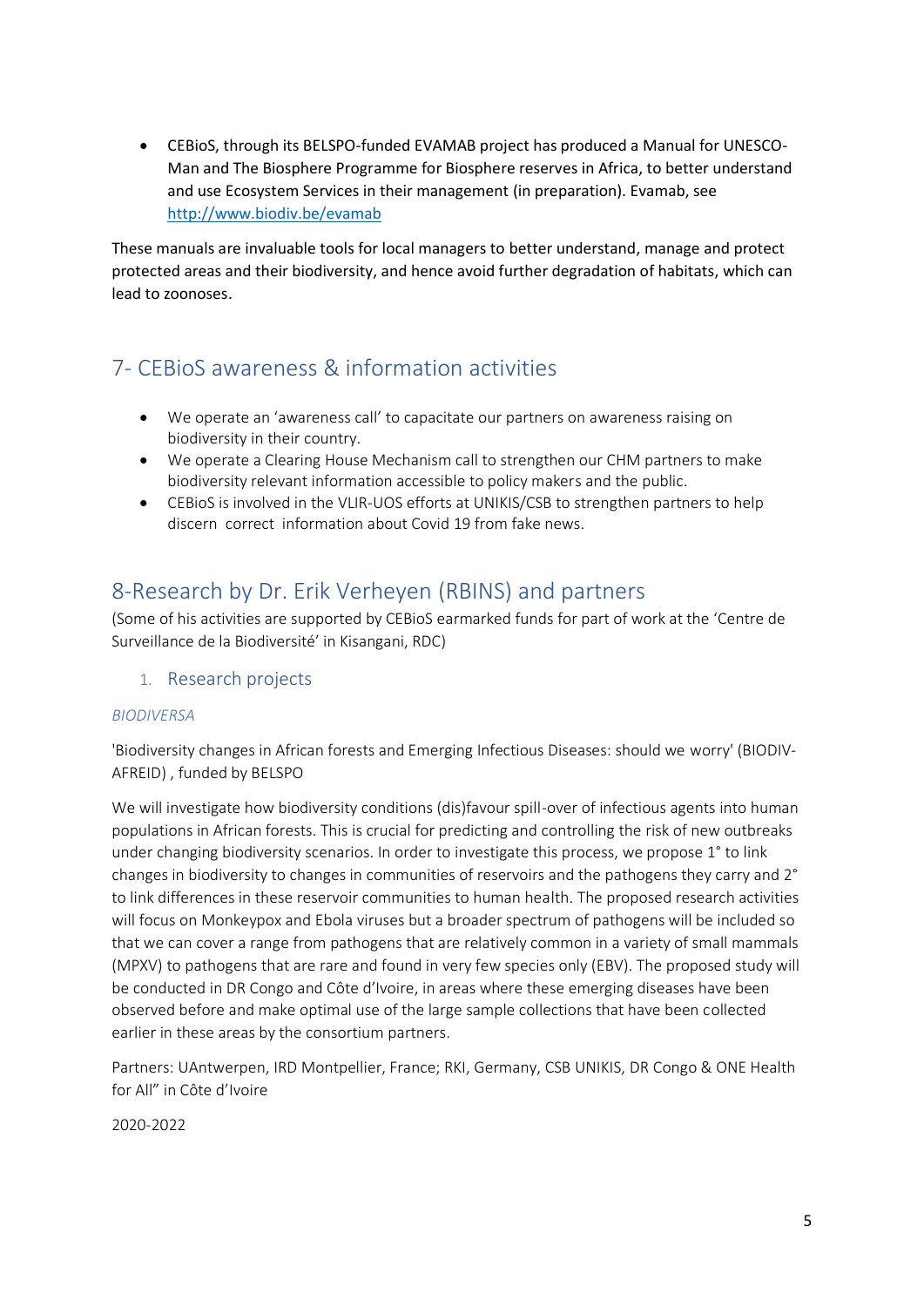- CEBioS, through its BELSPO-funded EVAMAB project has produced a Manual for UNESCO-Man and The Biosphere Programme for Biosphere reserves in Africa, to better understand and use Ecosystem Services in their management (in preparation). Evamab, see http://www.biodiv.be/evamab

These manuals are invaluable tools for local managers to better understand, manage and protect protected areas and their biodiversity, and hence avoid further degradation of habitats, which can lead to zoonoses.

## 7- CEBioS awareness & information activities

- We operate an 'awareness call' to capacitate our partners on awareness raising on biodiversity in their country.
- We operate a Clearing House Mechanism call to strengthen our CHM partners to make biodiversity relevant information accessible to policy makers and the public.
- CEBioS is involved in the VLIR-UOS efforts at UNIKIS/CSB to strengthen partners to help discern correct information about Covid 19 from fake news.

## 8-Research by Dr. Erik Verheyen (RBINS) and partners

(Some of his activities are supported by CEBioS earmarked funds for part of work at the 'Centre de Surveillance de la Biodiversité' in Kisangani, RDC)

### 1. Research projects

*BIODIVERSA*

'Biodiversity changes in African forests and Emerging Infectious Diseases: should we worry' (BIODIV-AFREID) , funded by BELSPO

We will investigate how biodiversity conditions (dis)favour spill-over of infectious agents into human populations in African forests. This is crucial for predicting and controlling the risk of new outbreaks under changing biodiversity scenarios. In order to investigate this process, we propose 1° to link changes in biodiversity to changes in communities of reservoirs and the pathogens they carry and 2° to link differences in these reservoir communities to human health. The proposed research activities will focus on Monkeypox and Ebola viruses but a broader spectrum of pathogens will be included so that we can cover a range from pathogens that are relatively common in a variety of small mammals (MPXV) to pathogens that are rare and found in very few species only (EBV). The proposed study will be conducted in DR Congo and Côte d'Ivoire, in areas where these emerging diseases have been observed before and make optimal use of the large sample collections that have been collected earlier in these areas by the consortium partners.

Partners: UAntwerpen, IRD Montpellier, France; RKI, Germany, CSB UNIKIS, DR Congo & ONE Health for All" in Côte d'Ivoire

2020-2022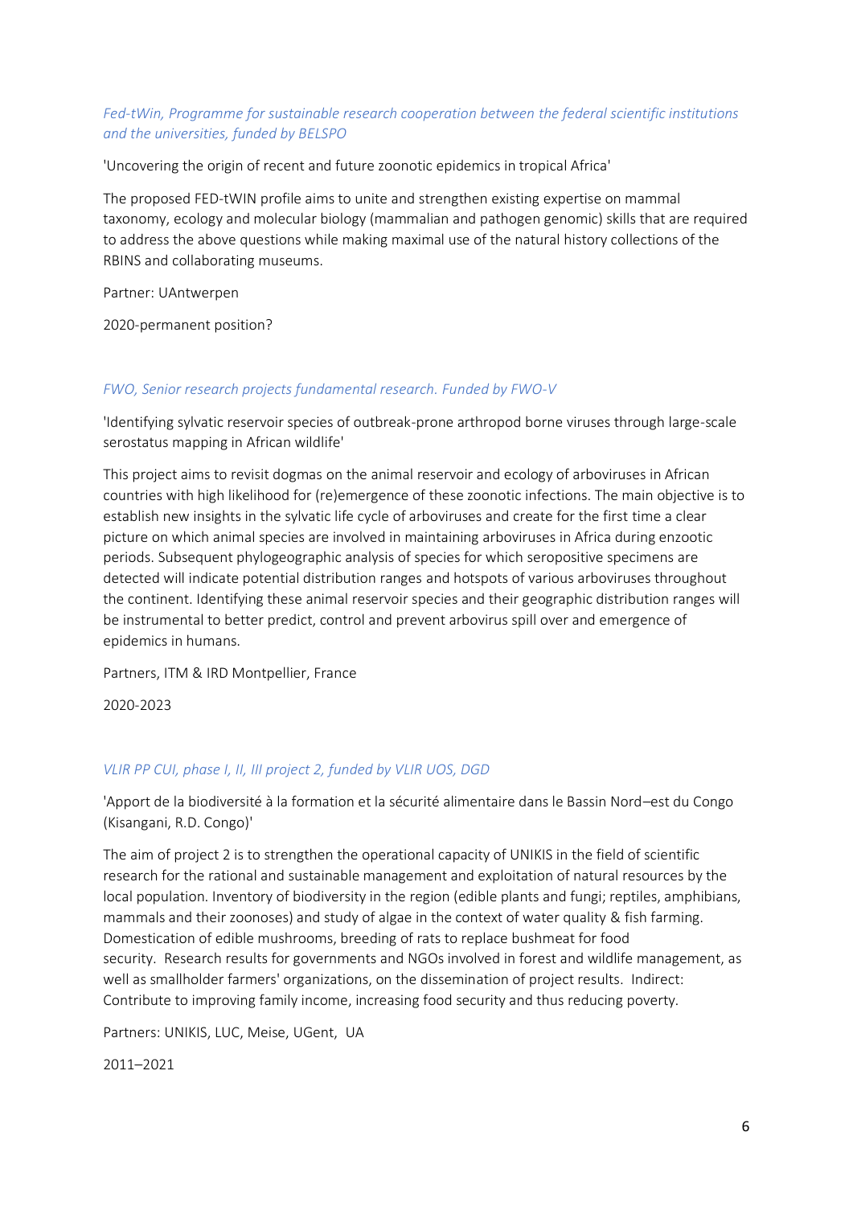*Fed-tWin, Programme for sustainable research cooperation between the federal scientific institutions and the universities, funded by BELSPO*

'Uncovering the origin of recent and future zoonotic epidemics in tropical Africa'

The proposed FED-tWIN profile aims to unite and strengthen existing expertise on mammal taxonomy, ecology and molecular biology (mammalian and pathogen genomic) skills that are required to address the above questions while making maximal use of the natural history collections of the RBINS and collaborating museums.

Partner: UAntwerpen

2020-permanent position?

*FWO, Senior research projects fundamental research. Funded by FWO-V*

'Identifying sylvatic reservoir species of outbreak-prone arthropod borne viruses through large-scale serostatus mapping in African wildlife'

This project aims to revisit dogmas on the animal reservoir and ecology of arboviruses in African countries with high likelihood for (re)emergence of these zoonotic infections. The main objective is to establish new insights in the sylvatic life cycle of arboviruses and create for the first time a clear picture on which animal species are involved in maintaining arboviruses in Africa during enzootic periods. Subsequent phylogeographic analysis of species for which seropositive specimens are detected will indicate potential distribution ranges and hotspots of various arboviruses throughout the continent. Identifying these animal reservoir species and their geographic distribution ranges will be instrumental to better predict, control and prevent arbovirus spill over and emergence of epidemics in humans.

Partners, ITM & IRD Montpellier, France

2020-2023

*VLIR PP CUI, phase I, II, III project 2, funded by VLIR UOS, DGD*

'Apport de la biodiversité à la formation et la sécurité alimentaire dans le Bassin Nord–est du Congo (Kisangani, R.D. Congo)'

The aim of project 2 is to strengthen the operational capacity of UNIKIS in the field of scientific research for the rational and sustainable management and exploitation of natural resources by the local population. Inventory of biodiversity in the region (edible plants and fungi; reptiles, amphibians, mammals and their zoonoses) and study of algae in the context of water quality & fish farming. Domestication of edible mushrooms, breeding of rats to replace bushmeat for food security. Research results for governments and NGOs involved in forest and wildlife management, as well as smallholder farmers' organizations, on the dissemination of project results. Indirect: Contribute to improving family income, increasing food security and thus reducing poverty.

Partners: UNIKIS, LUC, Meise, UGent, UA

2011–2021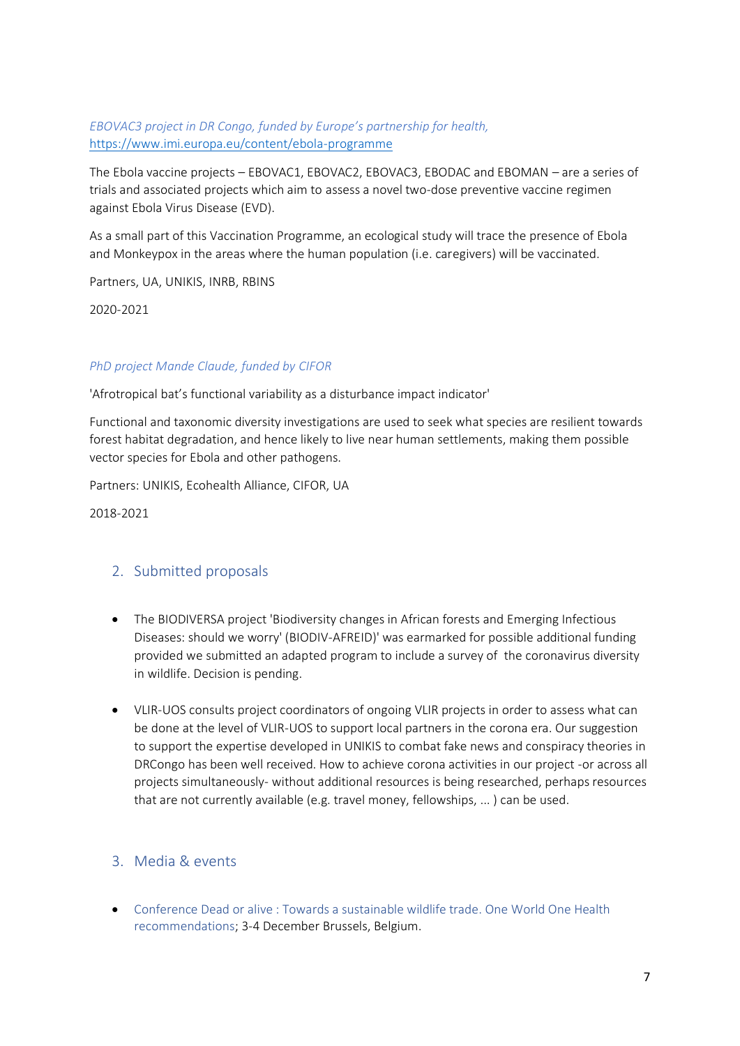*EBOVAC3 project in DR Congo, funded by Europe's partnership for health,* https://www.imi.europa.eu/content/ebola-programme

The Ebola vaccine projects – EBOVAC1, EBOVAC2, EBOVAC3, EBODAC and EBOMAN – are a series of trials and associated projects which aim to assess a novel two-dose preventive vaccine regimen against Ebola Virus Disease (EVD).

As a small part of this Vaccination Programme, an ecological study will trace the presence of Ebola and Monkeypox in the areas where the human population (i.e. caregivers) will be vaccinated.

Partners, UA, UNIKIS, INRB, RBINS

2020-2021

*PhD project Mande Claude, funded by CIFOR*

'Afrotropical bat's functional variability as a disturbance impact indicator'

Functional and taxonomic diversity investigations are used to seek what species are resilient towards forest habitat degradation, and hence likely to live near human settlements, making them possible vector species for Ebola and other pathogens.

Partners: UNIKIS, Ecohealth Alliance, CIFOR, UA

2018-2021

## 2. Submitted proposals

- The BIODIVERSA project 'Biodiversity changes in African forests and Emerging Infectious Diseases: should we worry' (BIODIV-AFREID)' was earmarked for possible additional funding provided we submitted an adapted program to include a survey of the coronavirus diversity in wildlife. Decision is pending.

- VLIR-UOS consults project coordinators of ongoing VLIR projects in order to assess what can be done at the level of VLIR-UOS to support local partners in the corona era. Our suggestion to support the expertise developed in UNIKIS to combat fake news and conspiracy theories in DRCongo has been well received. How to achieve corona activities in our project -or across all projects simultaneously- without additional resources is being researched, perhaps resources that are not currently available (e.g. travel money, fellowships, ... ) can be used.

## 3. Media & events

- Conference Dead or alive : Towards a sustainable wildlife trade. One World One Health recommendations; 3-4 December Brussels, Belgium.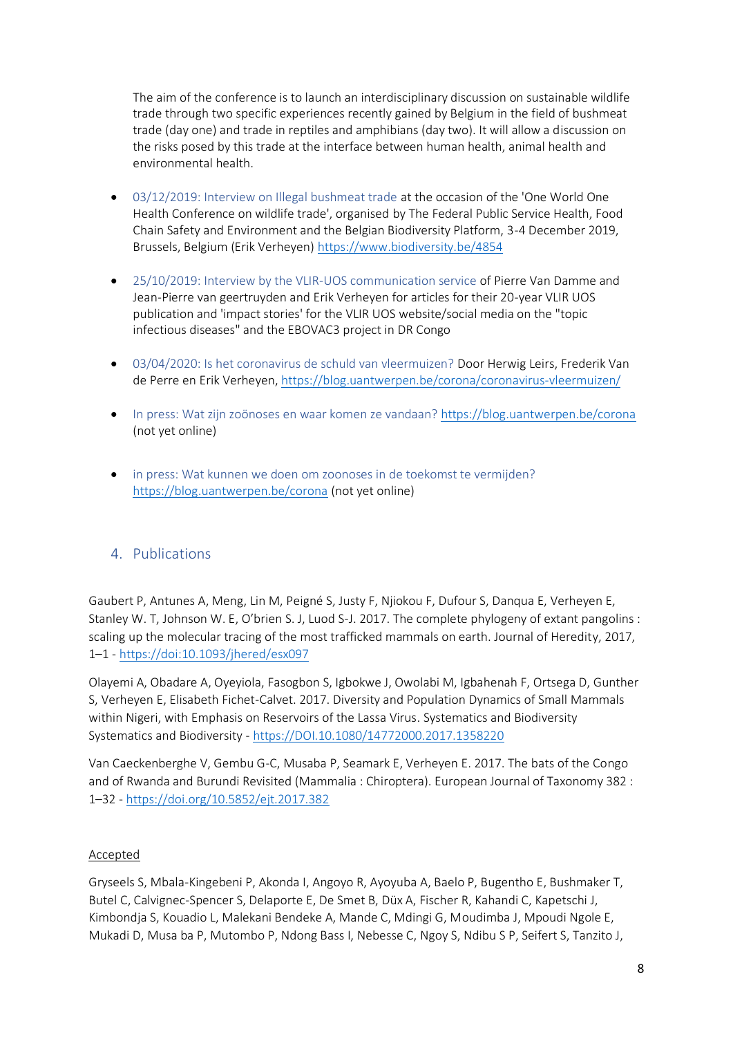The aim of the conference is to launch an interdisciplinary discussion on sustainable wildlife trade through two specific experiences recently gained by Belgium in the field of bushmeat trade (day one) and trade in reptiles and amphibians (day two). It will allow a discussion on the risks posed by this trade at the interface between human health, animal health and environmental health.

- 03/12/2019: Interview on Illegal bushmeat trade at the occasion of the 'One World One Health Conference on wildlife trade', organised by The Federal Public Service Health, Food Chain Safety and Environment and the Belgian Biodiversity Platform, 3-4 December 2019, Brussels, Belgium (Erik Verheyen) https://www.biodiversity.be/4854
- 25/10/2019: Interview by the VLIR-UOS communication service of Pierre Van Damme and Jean-Pierre van geertruyden and Erik Verheyen for articles for their 20-year VLIR UOS publication and 'impact stories' for the VLIR UOS website/social media on the "topic infectious diseases" and the EBOVAC3 project in DR Congo
- 03/04/2020: Is het coronavirus de schuld van vleermuizen? Door Herwig Leirs, Frederik Van de Perre en Erik Verheyen, https://blog.uantwerpen.be/corona/coronavirus-vleermuizen/
- In press: Wat zijn zoönoses en waar komen ze vandaan? https://blog.uantwerpen.be/corona (not yet online)
- in press: Wat kunnen we doen om zoonoses in de toekomst te vermijden? https://blog.uantwerpen.be/corona (not yet online)

## 4. Publications

Gaubert P, Antunes A, Meng, Lin M, Peigné S, Justy F, Njiokou F, Dufour S, Danqua E, Verheyen E, Stanley W. T, Johnson W. E, O'brien S. J, Luod S-J. 2017. The complete phylogeny of extant pangolins : scaling up the molecular tracing of the most trafficked mammals on earth. Journal of Heredity, 2017, 1–1 - https://doi:10.1093/jhered/esx097

Olayemi A, Obadare A, Oyeyiola, Fasogbon S, Igbokwe J, Owolabi M, Igbahenah F, Ortsega D, Gunther S, Verheyen E, Elisabeth Fichet-Calvet. 2017. Diversity and Population Dynamics of Small Mammals within Nigeri, with Emphasis on Reservoirs of the Lassa Virus. Systematics and Biodiversity Systematics and Biodiversity - https://DOI.10.1080/14772000.2017.1358220

Van Caeckenberghe V, Gembu G-C, Musaba P, Seamark E, Verheyen E. 2017. The bats of the Congo and of Rwanda and Burundi Revisited (Mammalia : Chiroptera). European Journal of Taxonomy 382 : 1–32 - https://doi.org/10.5852/ejt.2017.382

<u>Accepted</u>

Gryseels S, Mbala-Kingebeni P, Akonda I, Angoyo R, Ayoyuba A, Baelo P, Bugentho E, Bushmaker T, Butel C, Calvignec-Spencer S, Delaporte E, De Smet B, Düx A, Fischer R, Kahandi C, Kapetschi J, Kimbondja S, Kouadio L, Malekani Bendeke A, Mande C, Mdingi G, Moudimba J, Mpoudi Ngole E, Mukadi D, Musa ba P, Mutombo P, Ndong Bass I, Nebesse C, Ngoy S, Ndibu S P, Seifert S, Tanzito J,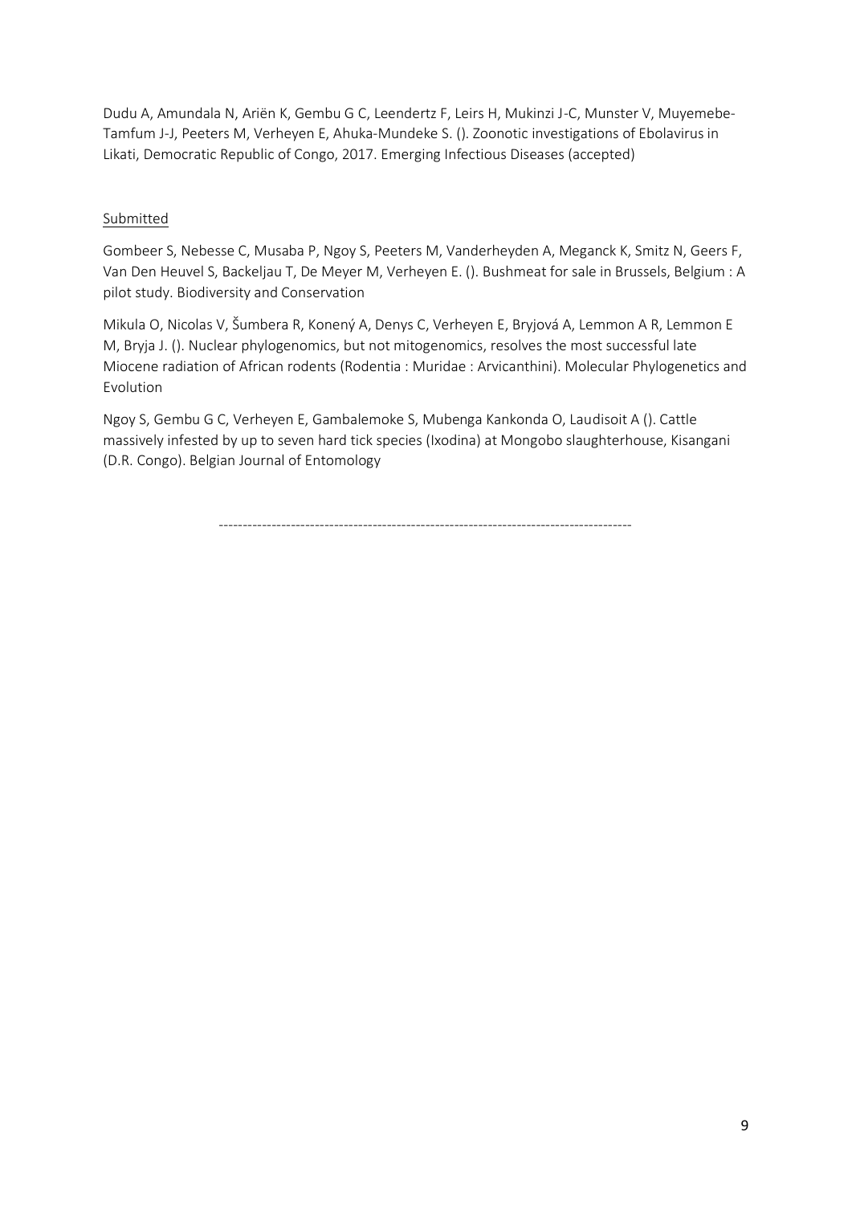Dudu A, Amundala N, Ariën K, Gembu G C, Leendertz F, Leirs H, Mukinzi J-C, Munster V, Muyemebe-Tamfum J-J, Peeters M, Verheyen E, Ahuka-Mundeke S. (). Zoonotic investigations of Ebolavirus in Likati, Democratic Republic of Congo, 2017. Emerging Infectious Diseases (accepted)

<u>Submitted</u>

Gombeer S, Nebesse C, Musaba P, Ngoy S, Peeters M, Vanderheyden A, Meganck K, Smitz N, Geers F, Van Den Heuvel S, Backeljau T, De Meyer M, Verheyen E. (). Bushmeat for sale in Brussels, Belgium : A pilot study. Biodiversity and Conservation

Mikula O, Nicolas V, Šumbera R, Konený A, Denys C, Verheyen E, Bryjová A, Lemmon A R, Lemmon E M, Bryja J. (). Nuclear phylogenomics, but not mitogenomics, resolves the most successful late Miocene radiation of African rodents (Rodentia : Muridae : Arvicanthini). Molecular Phylogenetics and Evolution

Ngoy S, Gembu G C, Verheyen E, Gambalemoke S, Mubenga Kankonda O, Laudisoit A (). Cattle massively infested by up to seven hard tick species (Ixodina) at Mongobo slaughterhouse, Kisangani (D.R. Congo). Belgian Journal of Entomology

---